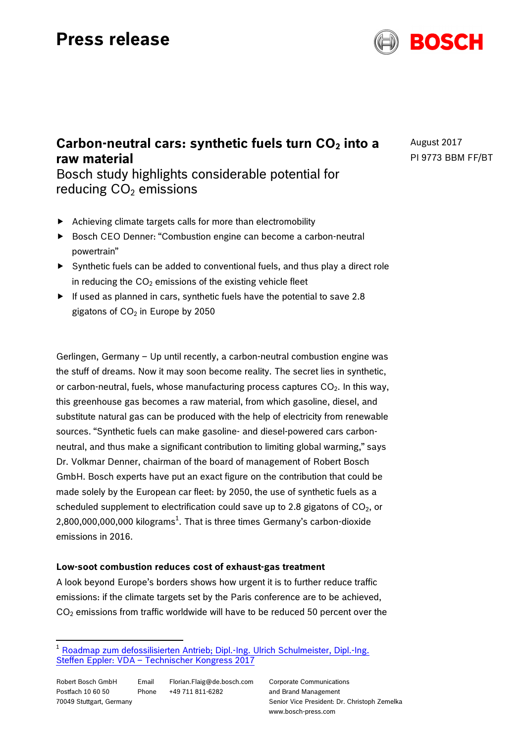# Press release

August 2017
PI 9773 BBM FF/BT

## Carbon-neutral cars: synthetic fuels turn $CO_2$ into a raw material

Bosch study highlights considerable potential for reducing $CO_2$ emissions

- Achieving climate targets calls for more than electromobility
- Bosch CEO Denner: “Combustion engine can become a carbon-neutral powertrain”
- Synthetic fuels can be added to conventional fuels, and thus play a direct role in reducing the $CO_2$ emissions of the existing vehicle fleet
- If used as planned in cars, synthetic fuels have the potential to save 2.8 gigatons of $CO_2$ in Europe by 2050

Gerlingen, Germany – Up until recently, a carbon-neutral combustion engine was the stuff of dreams. Now it may soon become reality. The secret lies in synthetic, or carbon-neutral, fuels, whose manufacturing process captures $CO_2$. In this way, this greenhouse gas becomes a raw material, from which gasoline, diesel, and substitute natural gas can be produced with the help of electricity from renewable sources. “Synthetic fuels can make gasoline- and diesel-powered cars carbon-neutral, and thus make a significant contribution to limiting global warming,” says Dr. Volkmar Denner, chairman of the board of management of Robert Bosch GmbH. Bosch experts have put an exact figure on the contribution that could be made solely by the European car fleet: by 2050, the use of synthetic fuels as a scheduled supplement to electrification could save up to 2.8 gigatons of $CO_2$, or 2,800,000,000,000 kilograms[1]. That is three times Germany’s carbon-dioxide emissions in 2016.

### Low-soot combustion reduces cost of exhaust-gas treatment

A look beyond Europe’s borders shows how urgent it is to further reduce traffic emissions: if the climate targets set by the Paris conference are to be achieved, $CO_2$ emissions from traffic worldwide will have to be reduced 50 percent over the

[1] Roadmap zum defossilisierten Antrieb; Dipl.-Ing. Ulrich Schulmeister, Dipl.-Ing. Steffen Eppler: VDA – Technischer Kongress 2017

Robert Bosch GmbH
Postfach 10 60 50
70049 Stuttgart, Germany

Email Florian.Flaig@de.bosch.com
Phone +49 711 811-6282

Corporate Communications and Brand Management
Senior Vice President: Dr. Christoph Zemelka
www.bosch-press.com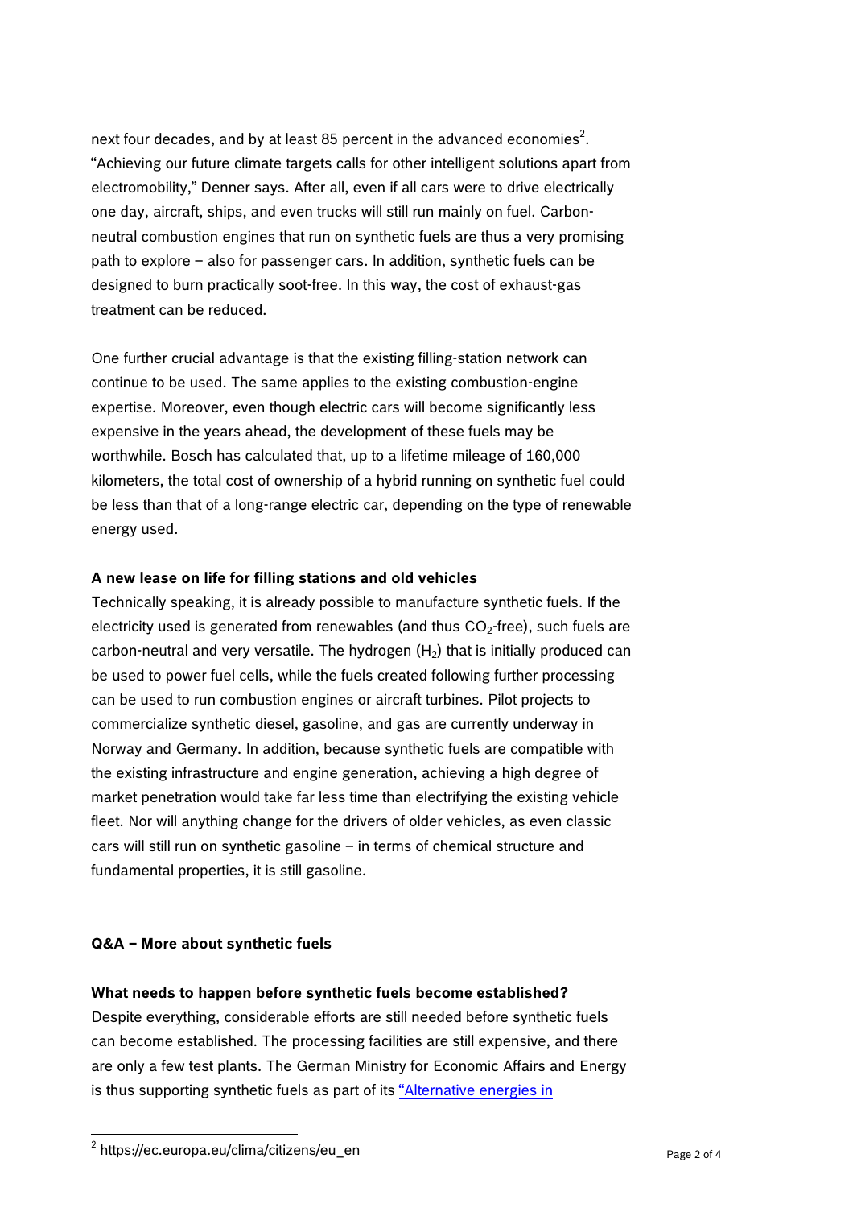next four decades, and by at least 85 percent in the advanced economies[2]. "Achieving our future climate targets calls for other intelligent solutions apart from electromobility," Denner says. After all, even if all cars were to drive electrically one day, aircraft, ships, and even trucks will still run mainly on fuel. Carbon-neutral combustion engines that run on synthetic fuels are thus a very promising path to explore – also for passenger cars. In addition, synthetic fuels can be designed to burn practically soot-free. In this way, the cost of exhaust-gas treatment can be reduced.

One further crucial advantage is that the existing filling-station network can continue to be used. The same applies to the existing combustion-engine expertise. Moreover, even though electric cars will become significantly less expensive in the years ahead, the development of these fuels may be worthwhile. Bosch has calculated that, up to a lifetime mileage of 160,000 kilometers, the total cost of ownership of a hybrid running on synthetic fuel could be less than that of a long-range electric car, depending on the type of renewable energy used.

**A new lease on life for filling stations and old vehicles**

Technically speaking, it is already possible to manufacture synthetic fuels. If the electricity used is generated from renewables (and thus $CO_2$-free), such fuels are carbon-neutral and very versatile. The hydrogen ($H_2$) that is initially produced can be used to power fuel cells, while the fuels created following further processing can be used to run combustion engines or aircraft turbines. Pilot projects to commercialize synthetic diesel, gasoline, and gas are currently underway in Norway and Germany. In addition, because synthetic fuels are compatible with the existing infrastructure and engine generation, achieving a high degree of market penetration would take far less time than electrifying the existing vehicle fleet. Nor will anything change for the drivers of older vehicles, as even classic cars will still run on synthetic gasoline – in terms of chemical structure and fundamental properties, it is still gasoline.

**Q&A – More about synthetic fuels**

**What needs to happen before synthetic fuels become established?**

Despite everything, considerable efforts are still needed before synthetic fuels can become established. The processing facilities are still expensive, and there are only a few test plants. The German Ministry for Economic Affairs and Energy is thus supporting synthetic fuels as part of its "Alternative energies in

[2] https://ec.europa.eu/clima/citizens/eu_en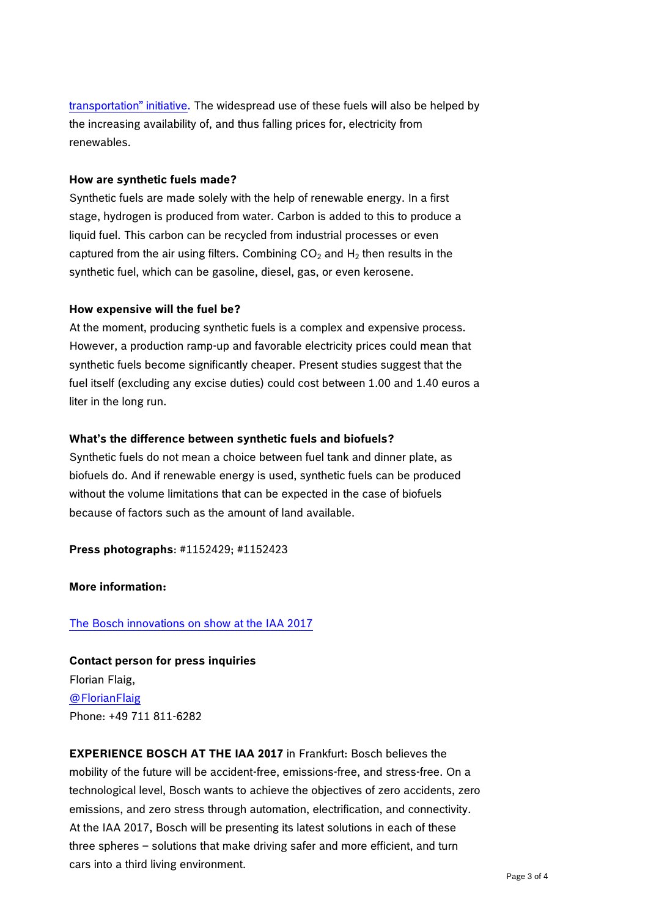transportation" initiative. The widespread use of these fuels will also be helped by the increasing availability of, and thus falling prices for, electricity from renewables.

**How are synthetic fuels made?**

Synthetic fuels are made solely with the help of renewable energy. In a first stage, hydrogen is produced from water. Carbon is added to this to produce a liquid fuel. This carbon can be recycled from industrial processes or even captured from the air using filters. Combining $CO_2$ and $H_2$ then results in the synthetic fuel, which can be gasoline, diesel, gas, or even kerosene.

**How expensive will the fuel be?**

At the moment, producing synthetic fuels is a complex and expensive process. However, a production ramp-up and favorable electricity prices could mean that synthetic fuels become significantly cheaper. Present studies suggest that the fuel itself (excluding any excise duties) could cost between 1.00 and 1.40 euros a liter in the long run.

**What's the difference between synthetic fuels and biofuels?**

Synthetic fuels do not mean a choice between fuel tank and dinner plate, as biofuels do. And if renewable energy is used, synthetic fuels can be produced without the volume limitations that can be expected in the case of biofuels because of factors such as the amount of land available.

**Press photographs**: #1152429; #1152423

**More information:**

The Bosch innovations on show at the IAA 2017

**Contact person for press inquiries**

Florian Flaig,
@FlorianFlaig
Phone: +49 711 811-6282

**EXPERIENCE BOSCH AT THE IAA 2017** in Frankfurt: Bosch believes the mobility of the future will be accident-free, emissions-free, and stress-free. On a technological level, Bosch wants to achieve the objectives of zero accidents, zero emissions, and zero stress through automation, electrification, and connectivity. At the IAA 2017, Bosch will be presenting its latest solutions in each of these three spheres – solutions that make driving safer and more efficient, and turn cars into a third living environment.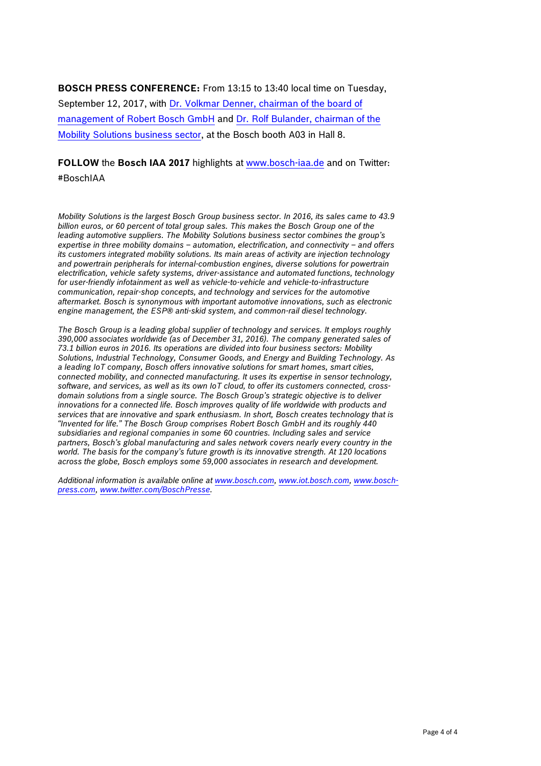**BOSCH PRESS CONFERENCE:** From 13:15 to 13:40 local time on Tuesday, September 12, 2017, with Dr. Volkmar Denner, chairman of the board of management of Robert Bosch GmbH and Dr. Rolf Bulander, chairman of the Mobility Solutions business sector, at the Bosch booth A03 in Hall 8.

**FOLLOW** the **Bosch IAA 2017** highlights at www.bosch-iaa.de and on Twitter: #BoschIAA

*Mobility Solutions is the largest Bosch Group business sector. In 2016, its sales came to 43.9 billion euros, or 60 percent of total group sales. This makes the Bosch Group one of the leading automotive suppliers. The Mobility Solutions business sector combines the group's expertise in three mobility domains – automation, electrification, and connectivity – and offers its customers integrated mobility solutions. Its main areas of activity are injection technology and powertrain peripherals for internal-combustion engines, diverse solutions for powertrain electrification, vehicle safety systems, driver-assistance and automated functions, technology for user-friendly infotainment as well as vehicle-to-vehicle and vehicle-to-infrastructure communication, repair-shop concepts, and technology and services for the automotive aftermarket. Bosch is synonymous with important automotive innovations, such as electronic engine management, the ESP® anti-skid system, and common-rail diesel technology.*

*The Bosch Group is a leading global supplier of technology and services. It employs roughly 390,000 associates worldwide (as of December 31, 2016). The company generated sales of 73.1 billion euros in 2016. Its operations are divided into four business sectors: Mobility Solutions, Industrial Technology, Consumer Goods, and Energy and Building Technology. As a leading IoT company, Bosch offers innovative solutions for smart homes, smart cities, connected mobility, and connected manufacturing. It uses its expertise in sensor technology, software, and services, as well as its own IoT cloud, to offer its customers connected, cross-domain solutions from a single source. The Bosch Group's strategic objective is to deliver innovations for a connected life. Bosch improves quality of life worldwide with products and services that are innovative and spark enthusiasm. In short, Bosch creates technology that is "Invented for life." The Bosch Group comprises Robert Bosch GmbH and its roughly 440 subsidiaries and regional companies in some 60 countries. Including sales and service partners, Bosch's global manufacturing and sales network covers nearly every country in the world. The basis for the company's future growth is its innovative strength. At 120 locations across the globe, Bosch employs some 59,000 associates in research and development.*

*Additional information is available online at www.bosch.com, www.iot.bosch.com, www.bosch-press.com, www.twitter.com/BoschPresse.*